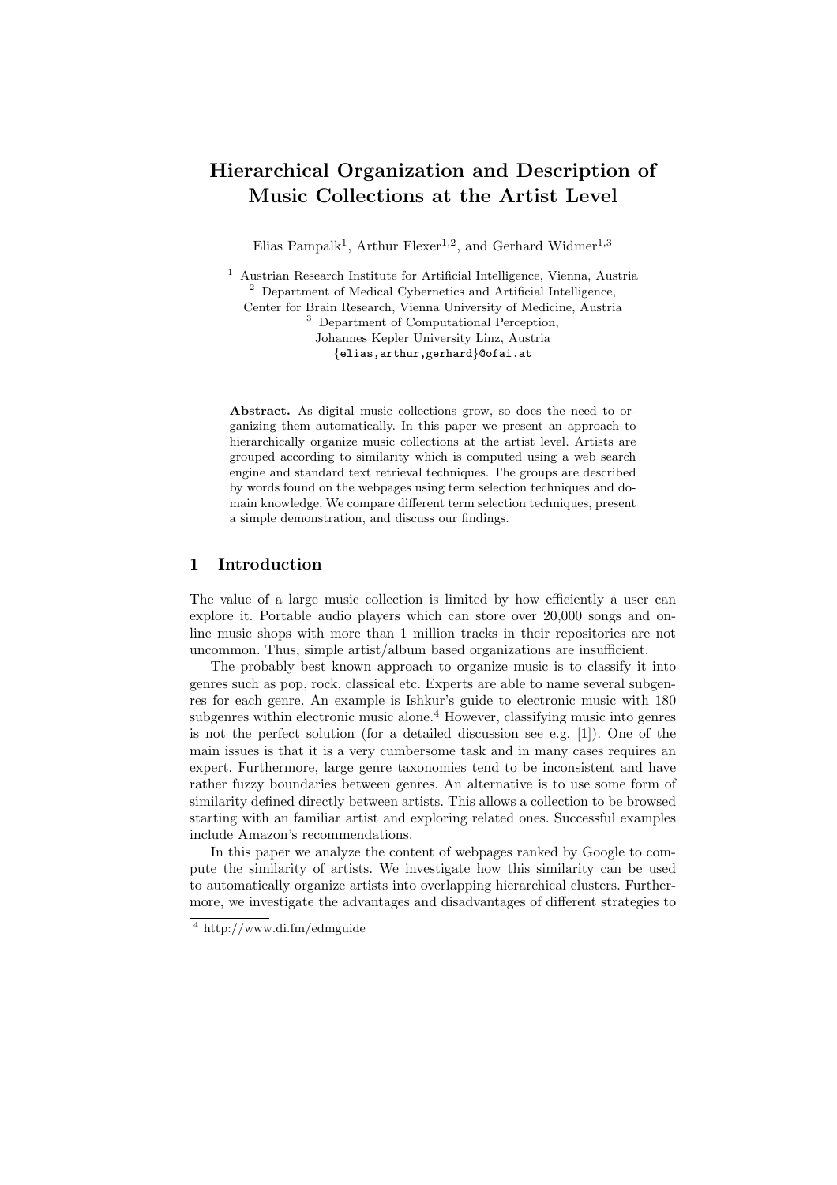# Hierarchical Organization and Description of Music Collections at the Artist Level

Elias Pampalk[1], Arthur Flexer[1,2], and Gerhard Widmer[1,3]

[1] Austrian Research Institute for Artificial Intelligence, Vienna, Austria
[2] Department of Medical Cybernetics and Artificial Intelligence, Center for Brain Research, Vienna University of Medicine, Austria
[3] Department of Computational Perception, Johannes Kepler University Linz, Austria
{elias,arthur,gerhard}@ofai.at

**Abstract.** As digital music collections grow, so does the need to organizing them automatically. In this paper we present an approach to hierarchically organize music collections at the artist level. Artists are grouped according to similarity which is computed using a web search engine and standard text retrieval techniques. The groups are described by words found on the webpages using term selection techniques and domain knowledge. We compare different term selection techniques, present a simple demonstration, and discuss our findings.

## 1 Introduction

The value of a large music collection is limited by how efficiently a user can explore it. Portable audio players which can store over 20,000 songs and online music shops with more than 1 million tracks in their repositories are not uncommon. Thus, simple artist/album based organizations are insufficient.

The probably best known approach to organize music is to classify it into genres such as pop, rock, classical etc. Experts are able to name several subgenres for each genre. An example is Ishkur's guide to electronic music with 180 subgenres within electronic music alone.[4] However, classifying music into genres is not the perfect solution (for a detailed discussion see e.g. [1]). One of the main issues is that it is a very cumbersome task and in many cases requires an expert. Furthermore, large genre taxonomies tend to be inconsistent and have rather fuzzy boundaries between genres. An alternative is to use some form of similarity defined directly between artists. This allows a collection to be browsed starting with an familiar artist and exploring related ones. Successful examples include Amazon's recommendations.

In this paper we analyze the content of webpages ranked by Google to compute the similarity of artists. We investigate how this similarity can be used to automatically organize artists into overlapping hierarchical clusters. Furthermore, we investigate the advantages and disadvantages of different strategies to

[4] http://www.di.fm/edmguide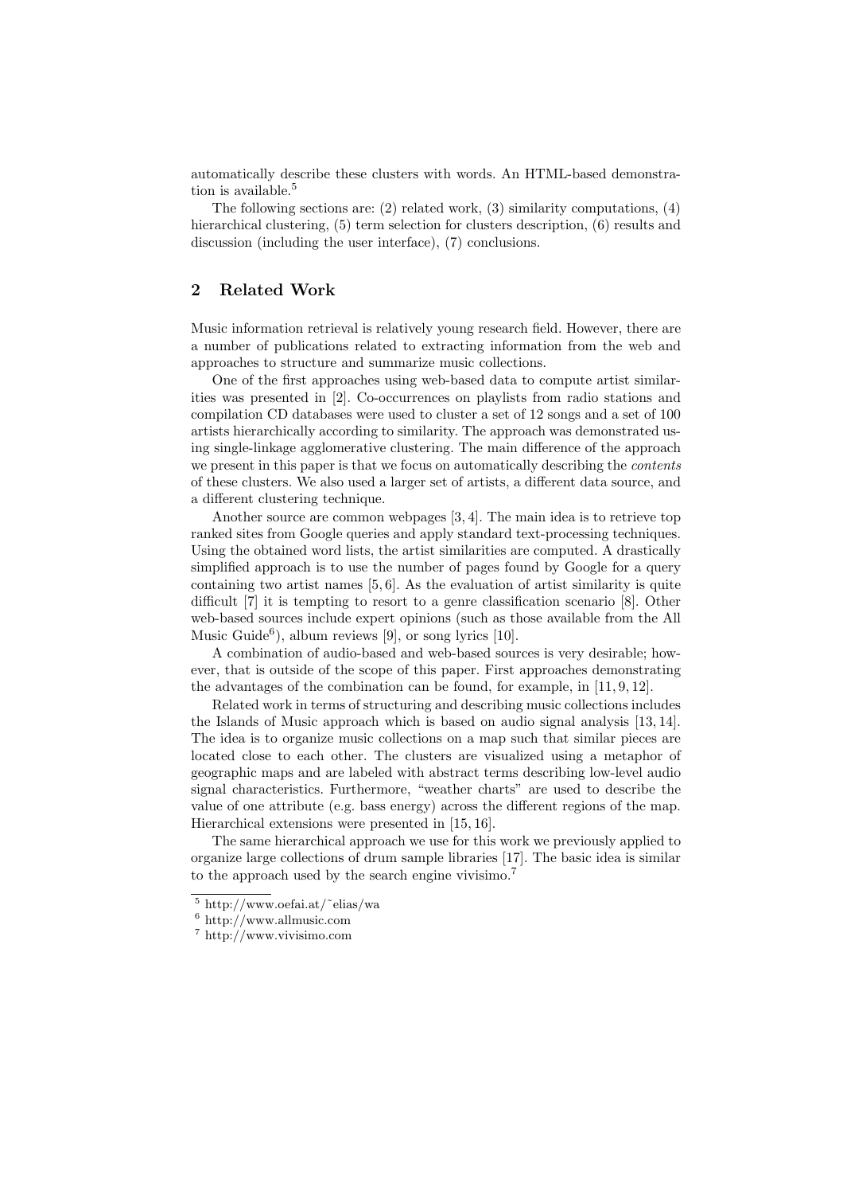automatically describe these clusters with words. An HTML-based demonstration is available.[5]

The following sections are: (2) related work, (3) similarity computations, (4) hierarchical clustering, (5) term selection for clusters description, (6) results and discussion (including the user interface), (7) conclusions.

## 2 Related Work

Music information retrieval is relatively young research field. However, there are a number of publications related to extracting information from the web and approaches to structure and summarize music collections.

One of the first approaches using web-based data to compute artist similarities was presented in [2]. Co-occurrences on playlists from radio stations and compilation CD databases were used to cluster a set of 12 songs and a set of 100 artists hierarchically according to similarity. The approach was demonstrated using single-linkage agglomerative clustering. The main difference of the approach we present in this paper is that we focus on automatically describing the *contents* of these clusters. We also used a larger set of artists, a different data source, and a different clustering technique.

Another source are common webpages [3, 4]. The main idea is to retrieve top ranked sites from Google queries and apply standard text-processing techniques. Using the obtained word lists, the artist similarities are computed. A drastically simplified approach is to use the number of pages found by Google for a query containing two artist names [5, 6]. As the evaluation of artist similarity is quite difficult [7] it is tempting to resort to a genre classification scenario [8]. Other web-based sources include expert opinions (such as those available from the All Music Guide[6]), album reviews [9], or song lyrics [10].

A combination of audio-based and web-based sources is very desirable; however, that is outside of the scope of this paper. First approaches demonstrating the advantages of the combination can be found, for example, in [11, 9, 12].

Related work in terms of structuring and describing music collections includes the Islands of Music approach which is based on audio signal analysis [13, 14]. The idea is to organize music collections on a map such that similar pieces are located close to each other. The clusters are visualized using a metaphor of geographic maps and are labeled with abstract terms describing low-level audio signal characteristics. Furthermore, "weather charts" are used to describe the value of one attribute (e.g. bass energy) across the different regions of the map. Hierarchical extensions were presented in [15, 16].

The same hierarchical approach we use for this work we previously applied to organize large collections of drum sample libraries [17]. The basic idea is similar to the approach used by the search engine vivisimo.[7]

---

[5] http://www.oefai.at/~elias/wa

[6] http://www.allmusic.com

[7] http://www.vivisimo.com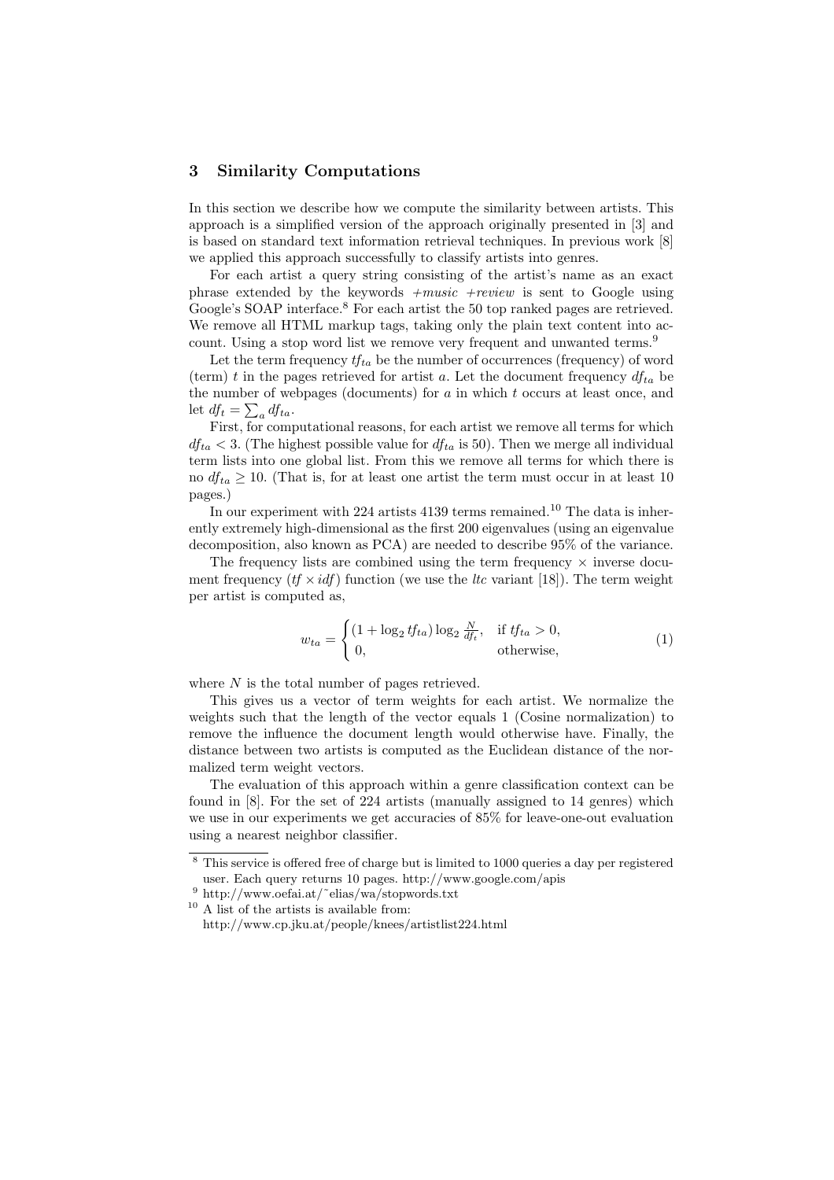## 3 Similarity Computations

In this section we describe how we compute the similarity between artists. This approach is a simplified version of the approach originally presented in [3] and is based on standard text information retrieval techniques. In previous work [8] we applied this approach successfully to classify artists into genres.

For each artist a query string consisting of the artist's name as an exact phrase extended by the keywords *+music +review* is sent to Google using Google's SOAP interface.[8] For each artist the 50 top ranked pages are retrieved. We remove all HTML markup tags, taking only the plain text content into account. Using a stop word list we remove very frequent and unwanted terms.[9]

Let the term frequency $tf_{ta}$ be the number of occurrences (frequency) of word (term) $t$ in the pages retrieved for artist $a$. Let the document frequency $df_{ta}$ be the number of webpages (documents) for $a$ in which $t$ occurs at least once, and let $df_t = \sum_a df_{ta}$.

First, for computational reasons, for each artist we remove all terms for which $df_{ta} < 3$. (The highest possible value for $df_{ta}$ is 50). Then we merge all individual term lists into one global list. From this we remove all terms for which there is no $df_{ta} \geq 10$. (That is, for at least one artist the term must occur in at least 10 pages.)

In our experiment with 224 artists 4139 terms remained.[10] The data is inherently extremely high-dimensional as the first 200 eigenvalues (using an eigenvalue decomposition, also known as PCA) are needed to describe 95% of the variance.

The frequency lists are combined using the term frequency × inverse document frequency ($tf \times idf$) function (we use the *ltc* variant [18]). The term weight per artist is computed as,

$$w_{ta} = \begin{cases} (1 + \log_2 tf_{ta}) \log_2 \frac{N}{df_t}, & \text{if } tf_{ta} > 0, \\ 0, & \text{otherwise,} \end{cases} \tag{1}$$

where $N$ is the total number of pages retrieved.

This gives us a vector of term weights for each artist. We normalize the weights such that the length of the vector equals 1 (Cosine normalization) to remove the influence the document length would otherwise have. Finally, the distance between two artists is computed as the Euclidean distance of the normalized term weight vectors.

The evaluation of this approach within a genre classification context can be found in [8]. For the set of 224 artists (manually assigned to 14 genres) which we use in our experiments we get accuracies of 85% for leave-one-out evaluation using a nearest neighbor classifier.

---

[8] This service is offered free of charge but is limited to 1000 queries a day per registered user. Each query returns 10 pages. http://www.google.com/apis

[9] http://www.oefai.at/~elias/wa/stopwords.txt

[10] A list of the artists is available from: http://www.cp.jku.at/people/knees/artistlist224.html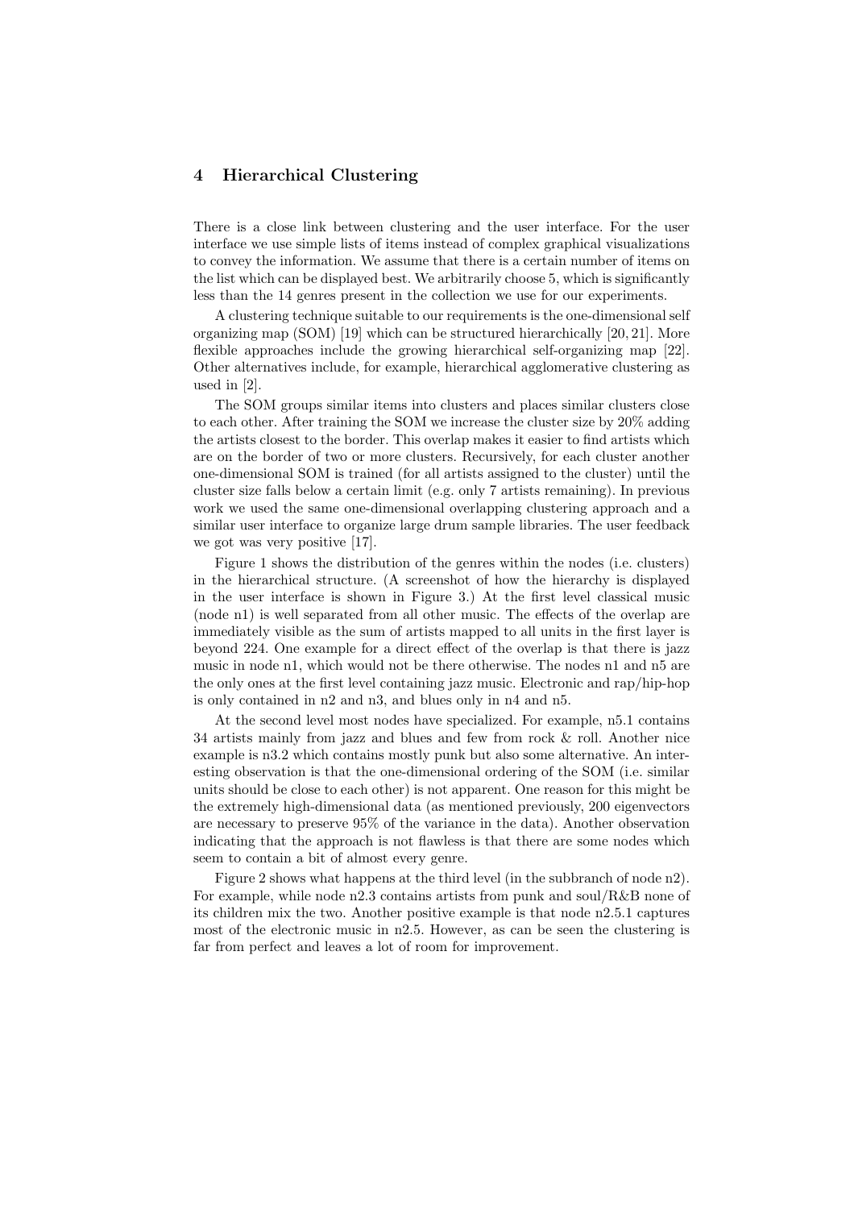## 4 Hierarchical Clustering

There is a close link between clustering and the user interface. For the user interface we use simple lists of items instead of complex graphical visualizations to convey the information. We assume that there is a certain number of items on the list which can be displayed best. We arbitrarily choose 5, which is significantly less than the 14 genres present in the collection we use for our experiments.

A clustering technique suitable to our requirements is the one-dimensional self organizing map (SOM) [19] which can be structured hierarchically [20, 21]. More flexible approaches include the growing hierarchical self-organizing map [22]. Other alternatives include, for example, hierarchical agglomerative clustering as used in [2].

The SOM groups similar items into clusters and places similar clusters close to each other. After training the SOM we increase the cluster size by 20% adding the artists closest to the border. This overlap makes it easier to find artists which are on the border of two or more clusters. Recursively, for each cluster another one-dimensional SOM is trained (for all artists assigned to the cluster) until the cluster size falls below a certain limit (e.g. only 7 artists remaining). In previous work we used the same one-dimensional overlapping clustering approach and a similar user interface to organize large drum sample libraries. The user feedback we got was very positive [17].

Figure 1 shows the distribution of the genres within the nodes (i.e. clusters) in the hierarchical structure. (A screenshot of how the hierarchy is displayed in the user interface is shown in Figure 3.) At the first level classical music (node n1) is well separated from all other music. The effects of the overlap are immediately visible as the sum of artists mapped to all units in the first layer is beyond 224. One example for a direct effect of the overlap is that there is jazz music in node n1, which would not be there otherwise. The nodes n1 and n5 are the only ones at the first level containing jazz music. Electronic and rap/hip-hop is only contained in n2 and n3, and blues only in n4 and n5.

At the second level most nodes have specialized. For example, n5.1 contains 34 artists mainly from jazz and blues and few from rock & roll. Another nice example is n3.2 which contains mostly punk but also some alternative. An interesting observation is that the one-dimensional ordering of the SOM (i.e. similar units should be close to each other) is not apparent. One reason for this might be the extremely high-dimensional data (as mentioned previously, 200 eigenvectors are necessary to preserve 95% of the variance in the data). Another observation indicating that the approach is not flawless is that there are some nodes which seem to contain a bit of almost every genre.

Figure 2 shows what happens at the third level (in the subbranch of node n2). For example, while node n2.3 contains artists from punk and soul/R&B none of its children mix the two. Another positive example is that node n2.5.1 captures most of the electronic music in n2.5. However, as can be seen the clustering is far from perfect and leaves a lot of room for improvement.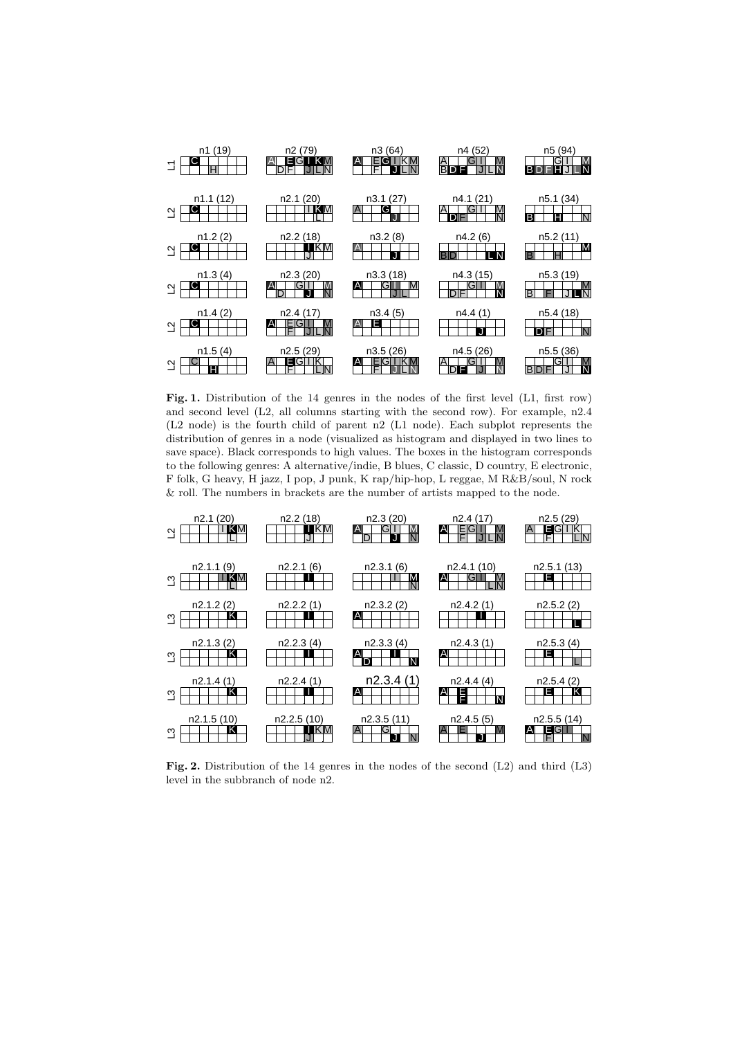**Fig. 1.** Distribution of the 14 genres in the nodes of the first level (L1, first row) and second level (L2, all columns starting with the second row). For example, n2.4 (L2 node) is the fourth child of parent n2 (L1 node). Each subplot represents the distribution of genres in a node (visualized as histogram and displayed in two lines to save space). Black corresponds to high values. The boxes in the histogram corresponds to the following genres: A alternative/indie, B blues, C classic, D country, E electronic, F folk, G heavy, H jazz, I pop, J punk, K rap/hip-hop, L reggae, M R&B/soul, N rock & roll. The numbers in brackets are the number of artists mapped to the node.

**Fig. 2.** Distribution of the 14 genres in the nodes of the second (L2) and third (L3) level in the subbranch of node n2.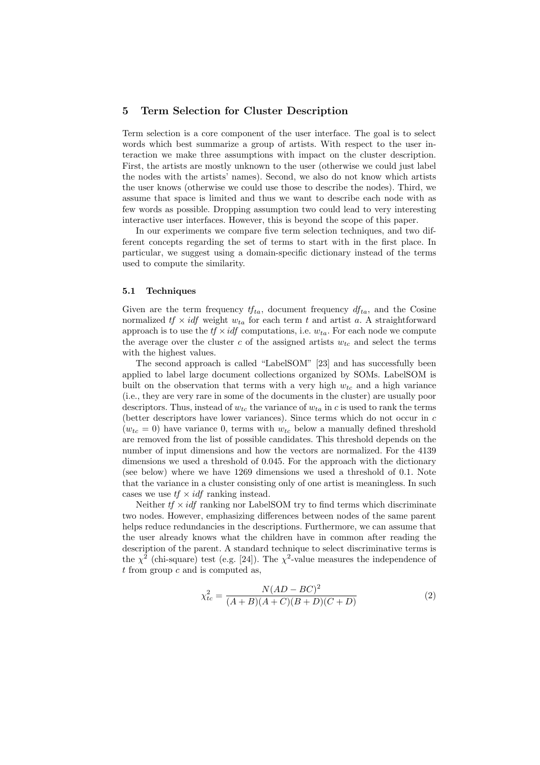## 5 Term Selection for Cluster Description

Term selection is a core component of the user interface. The goal is to select words which best summarize a group of artists. With respect to the user interaction we make three assumptions with impact on the cluster description. First, the artists are mostly unknown to the user (otherwise we could just label the nodes with the artists' names). Second, we also do not know which artists the user knows (otherwise we could use those to describe the nodes). Third, we assume that space is limited and thus we want to describe each node with as few words as possible. Dropping assumption two could lead to very interesting interactive user interfaces. However, this is beyond the scope of this paper.

In our experiments we compare five term selection techniques, and two different concepts regarding the set of terms to start with in the first place. In particular, we suggest using a domain-specific dictionary instead of the terms used to compute the similarity.

### 5.1 Techniques

Given are the term frequency $tf_{ta}$, document frequency $df_{ta}$, and the Cosine normalized $tf \times idf$ weight $w_{ta}$ for each term $t$ and artist $a$. A straightforward approach is to use the $tf \times idf$ computations, i.e. $w_{ta}$. For each node we compute the average over the cluster $c$ of the assigned artists $w_{tc}$ and select the terms with the highest values.

The second approach is called "LabelSOM" [23] and has successfully been applied to label large document collections organized by SOMs. LabelSOM is built on the observation that terms with a very high $w_{tc}$ and a high variance (i.e., they are very rare in some of the documents in the cluster) are usually poor descriptors. Thus, instead of $w_{tc}$ the variance of $w_{ta}$ in $c$ is used to rank the terms (better descriptors have lower variances). Since terms which do not occur in $c$ ($w_{tc} = 0$) have variance 0, terms with $w_{tc}$ below a manually defined threshold are removed from the list of possible candidates. This threshold depends on the number of input dimensions and how the vectors are normalized. For the 4139 dimensions we used a threshold of 0.045. For the approach with the dictionary (see below) where we have 1269 dimensions we used a threshold of 0.1. Note that the variance in a cluster consisting only of one artist is meaningless. In such cases we use $tf \times idf$ ranking instead.

Neither $tf \times idf$ ranking nor LabelSOM try to find terms which discriminate two nodes. However, emphasizing differences between nodes of the same parent helps reduce redundancies in the descriptions. Furthermore, we can assume that the user already knows what the children have in common after reading the description of the parent. A standard technique to select discriminative terms is the $\chi^2$ (chi-square) test (e.g. [24]). The $\chi^2$-value measures the independence of $t$ from group $c$ and is computed as,

$$\chi^2_{tc} = \frac{N(AD - BC)^2}{(A+B)(A+C)(B+D)(C+D)} \tag{2}$$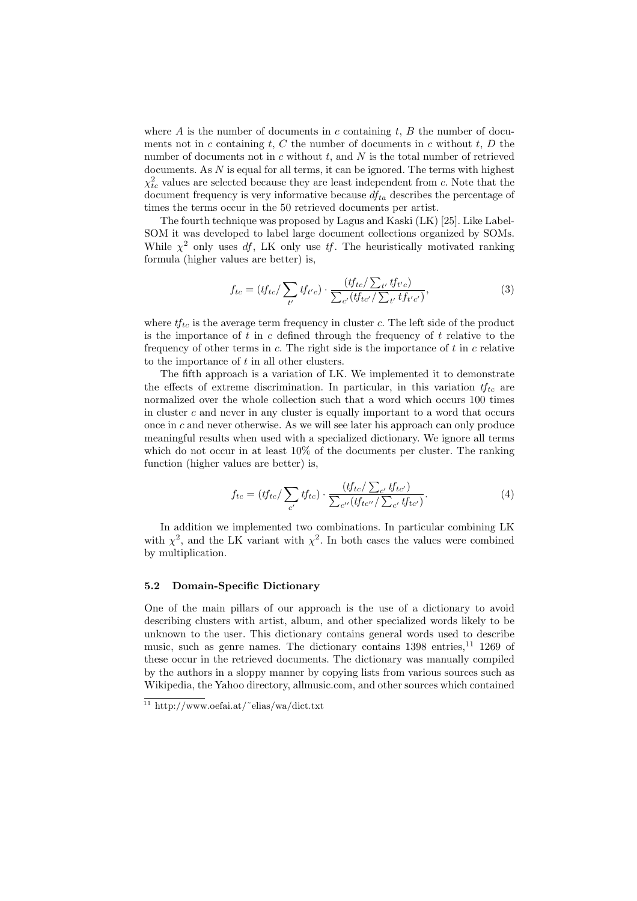where $A$ is the number of documents in $c$ containing $t$, $B$ the number of documents not in $c$ containing $t$, $C$ the number of documents in $c$ without $t$, $D$ the number of documents not in $c$ without $t$, and $N$ is the total number of retrieved documents. As $N$ is equal for all terms, it can be ignored. The terms with highest $\chi^2_{tc}$ values are selected because they are least independent from $c$. Note that the document frequency is very informative because $df_{ta}$ describes the percentage of times the terms occur in the 50 retrieved documents per artist.

The fourth technique was proposed by Lagus and Kaski (LK) [25]. Like LabelSOM it was developed to label large document collections organized by SOMs. While $\chi^2$ only uses $df$, LK only use $tf$. The heuristically motivated ranking formula (higher values are better) is,

$$f_{tc} = (tf_{tc} / \sum_{t'} tf_{t'c}) \cdot \frac{(tf_{tc} / \sum_{t'} tf_{t'c})}{\sum_{c'} (tf_{tc'} / \sum_{t'} tf_{t'c'})}, \quad (3)$$

where $tf_{tc}$ is the average term frequency in cluster $c$. The left side of the product is the importance of $t$ in $c$ defined through the frequency of $t$ relative to the frequency of other terms in $c$. The right side is the importance of $t$ in $c$ relative to the importance of $t$ in all other clusters.

The fifth approach is a variation of LK. We implemented it to demonstrate the effects of extreme discrimination. In particular, in this variation $tf_{tc}$ are normalized over the whole collection such that a word which occurs 100 times in cluster $c$ and never in any cluster is equally important to a word that occurs once in $c$ and never otherwise. As we will see later his approach can only produce meaningful results when used with a specialized dictionary. We ignore all terms which do not occur in at least 10% of the documents per cluster. The ranking function (higher values are better) is,

$$f_{tc} = (tf_{tc} / \sum_{c'} tf_{tc}) \cdot \frac{(tf_{tc} / \sum_{c'} tf_{tc'})}{\sum_{c''} (tf_{tc''} / \sum_{c'} tf_{tc'})}. \quad (4)$$

In addition we implemented two combinations. In particular combining LK with $\chi^2$, and the LK variant with $\chi^2$. In both cases the values were combined by multiplication.

### 5.2 Domain-Specific Dictionary

One of the main pillars of our approach is the use of a dictionary to avoid describing clusters with artist, album, and other specialized words likely to be unknown to the user. This dictionary contains general words used to describe music, such as genre names. The dictionary contains 1398 entries,[11] 1269 of these occur in the retrieved documents. The dictionary was manually compiled by the authors in a sloppy manner by copying lists from various sources such as Wikipedia, the Yahoo directory, allmusic.com, and other sources which contained

[11] http://www.oefai.at/~elias/wa/dict.txt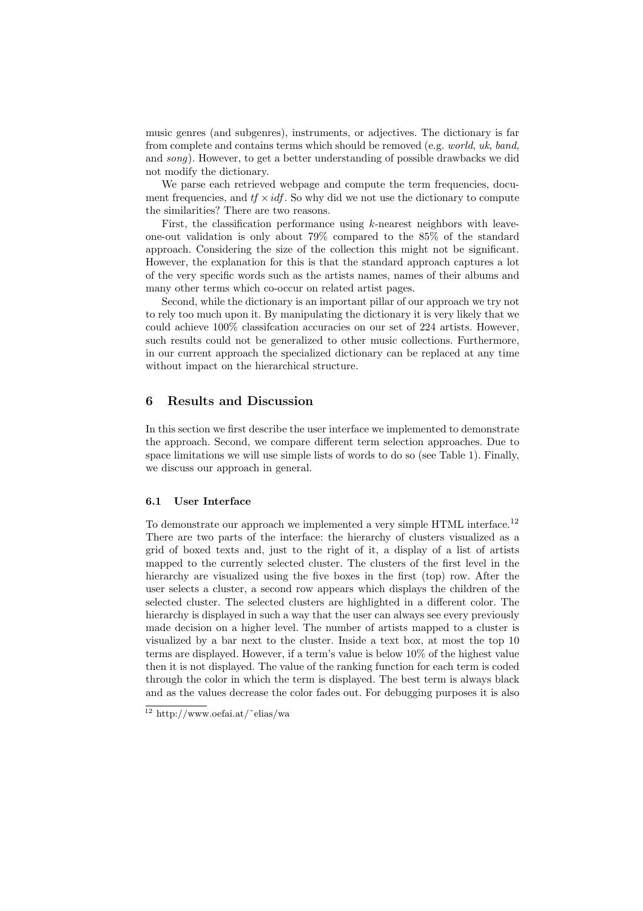music genres (and subgenres), instruments, or adjectives. The dictionary is far from complete and contains terms which should be removed (e.g. *world*, *uk*, *band*, and *song*). However, to get a better understanding of possible drawbacks we did not modify the dictionary.

We parse each retrieved webpage and compute the term frequencies, document frequencies, and $tf \times idf$. So why did we not use the dictionary to compute the similarities? There are two reasons.

First, the classification performance using $k$-nearest neighbors with leave-one-out validation is only about 79% compared to the 85% of the standard approach. Considering the size of the collection this might not be significant. However, the explanation for this is that the standard approach captures a lot of the very specific words such as the artists names, names of their albums and many other terms which co-occur on related artist pages.

Second, while the dictionary is an important pillar of our approach we try not to rely too much upon it. By manipulating the dictionary it is very likely that we could achieve 100% classifcation accuracies on our set of 224 artists. However, such results could not be generalized to other music collections. Furthermore, in our current approach the specialized dictionary can be replaced at any time without impact on the hierarchical structure.

## 6 Results and Discussion

In this section we first describe the user interface we implemented to demonstrate the approach. Second, we compare different term selection approaches. Due to space limitations we will use simple lists of words to do so (see Table 1). Finally, we discuss our approach in general.

### 6.1 User Interface

To demonstrate our approach we implemented a very simple HTML interface.[12] There are two parts of the interface: the hierarchy of clusters visualized as a grid of boxed texts and, just to the right of it, a display of a list of artists mapped to the currently selected cluster. The clusters of the first level in the hierarchy are visualized using the five boxes in the first (top) row. After the user selects a cluster, a second row appears which displays the children of the selected cluster. The selected clusters are highlighted in a different color. The hierarchy is displayed in such a way that the user can always see every previously made decision on a higher level. The number of artists mapped to a cluster is visualized by a bar next to the cluster. Inside a text box, at most the top 10 terms are displayed. However, if a term's value is below 10% of the highest value then it is not displayed. The value of the ranking function for each term is coded through the color in which the term is displayed. The best term is always black and as the values decrease the color fades out. For debugging purposes it is also

[12] http://www.oefai.at/~elias/wa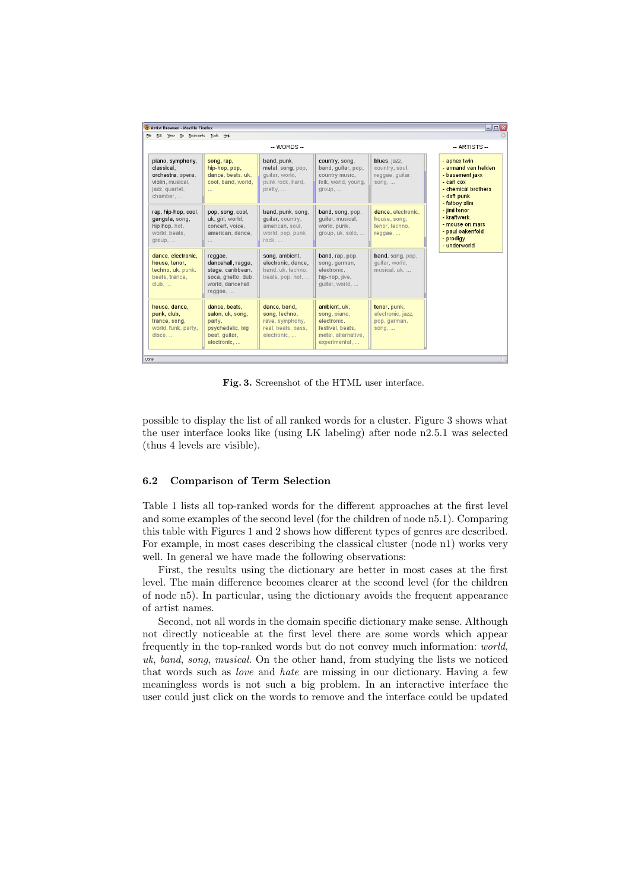Fig. 3. Screenshot of the HTML user interface.

possible to display the list of all ranked words for a cluster. Figure 3 shows what the user interface looks like (using LK labeling) after node n2.5.1 was selected (thus 4 levels are visible).

### 6.2 Comparison of Term Selection

Table 1 lists all top-ranked words for the different approaches at the first level and some examples of the second level (for the children of node n5.1). Comparing this table with Figures 1 and 2 shows how different types of genres are described. For example, in most cases describing the classical cluster (node n1) works very well. In general we have made the following observations:

First, the results using the dictionary are better in most cases at the first level. The main difference becomes clearer at the second level (for the children of node n5). In particular, using the dictionary avoids the frequent appearance of artist names.

Second, not all words in the domain specific dictionary make sense. Although not directly noticeable at the first level there are some words which appear frequently in the top-ranked words but do not convey much information: *world*, *uk*, *band*, *song*, *musical*. On the other hand, from studying the lists we noticed that words such as *love* and *hate* are missing in our dictionary. Having a few meaningless words is not such a big problem. In an interactive interface the user could just click on the words to remove and the interface could be updated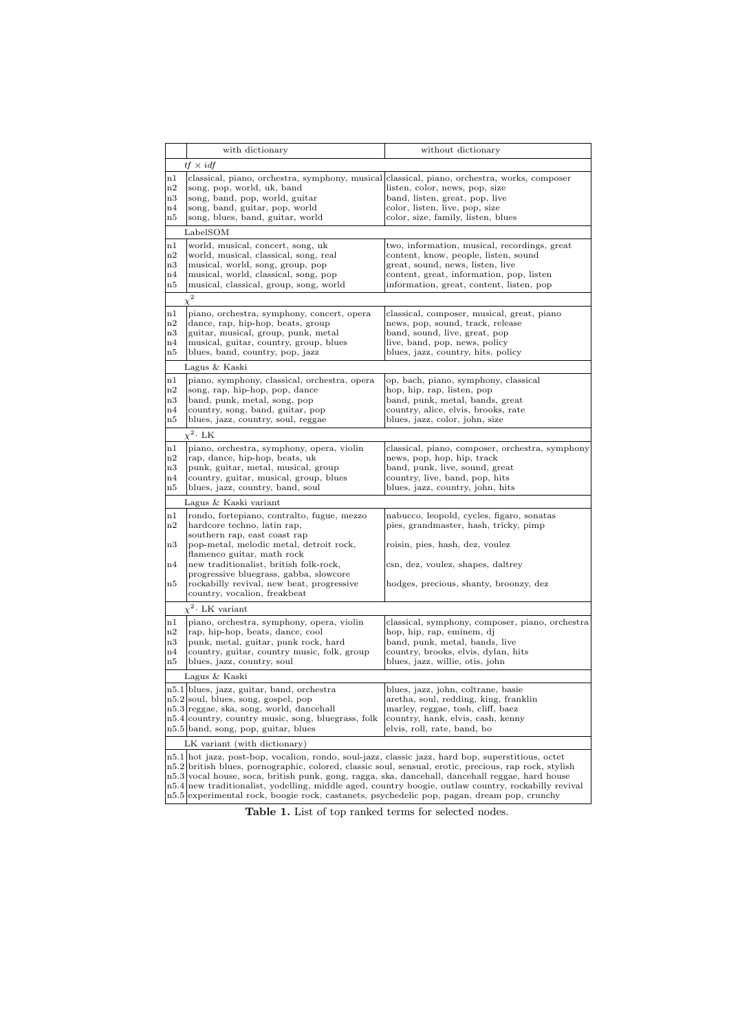| | with dictionary | without dictionary |
|---|---|---|
| | $tf \times idf$ | |
| n1 | classical, piano, orchestra, symphony, musical | classical, piano, orchestra, works, composer |
| n2 | song, pop, world, uk, band | listen, color, news, pop, size |
| n3 | song, band, pop, world, guitar | band, listen, great, pop, live |
| n4 | song, band, guitar, pop, world | color, listen, live, pop, size |
| n5 | song, blues, band, guitar, world | color, size, family, listen, blues |
| | LabelSOM | |
| n1 | world, musical, concert, song, uk | two, information, musical, recordings, great |
| n2 | world, musical, classical, song, real | content, know, people, listen, sound |
| n3 | musical, world, song, group, pop | great, sound, news, listen, live |
| n4 | musical, world, classical, song, pop | content, great, information, pop, listen |
| n5 | musical, classical, group, song, world | information, great, content, listen, pop |
| | $\chi^2$ | |
| n1 | piano, orchestra, symphony, concert, opera | classical, composer, musical, great, piano |
| n2 | dance, rap, hip-hop, beats, group | news, pop, sound, track, release |
| n3 | guitar, musical, group, punk, metal | band, sound, live, great, pop |
| n4 | musical, guitar, country, group, blues | live, band, pop, news, policy |
| n5 | blues, band, country, pop, jazz | blues, jazz, country, hits, policy |
| | Lagus & Kaski | |
| n1 | piano, symphony, classical, orchestra, opera | op, bach, piano, symphony, classical |
| n2 | song, rap, hip-hop, pop, dance | hop, hip, rap, listen, pop |
| n3 | band, punk, metal, song, pop | band, punk, metal, bands, great |
| n4 | country, song, band, guitar, pop | country, alice, elvis, brooks, rate |
| n5 | blues, jazz, country, soul, reggae | blues, jazz, color, john, size |
| | $\chi^2 \cdot$ LK | |
| n1 | piano, orchestra, symphony, opera, violin | classical, piano, composer, orchestra, symphony |
| n2 | rap, dance, hip-hop, beats, uk | news, pop, hop, hip, track |
| n3 | punk, guitar, metal, musical, group | band, punk, live, sound, great |
| n4 | country, guitar, musical, group, blues | country, live, band, pop, hits |
| n5 | blues, jazz, country, band, soul | blues, jazz, country, john, hits |
| | Lagus & Kaski variant | |
| n1 | rondo, fortepiano, contralto, fugue, mezzo | nabucco, leopold, cycles, figaro, sonatas |
| n2 | hardcore techno, latin rap, southern rap, east coast rap | pies, grandmaster, hash, tricky, pimp |
| n3 | pop-metal, melodic metal, detroit rock, flamenco guitar, math rock | roisin, pies, hash, dez, voulez |
| n4 | new traditionalist, british folk-rock, progressive bluegrass, gabba, slowcore | csn, dez, voulez, shapes, daltrey |
| n5 | rockabilly revival, new beat, progressive country, vocalion, freakbeat | hodges, precious, shanty, broonzy, dez |
| | $\chi^2 \cdot$ LK variant | |
| n1 | piano, orchestra, symphony, opera, violin | classical, symphony, composer, piano, orchestra |
| n2 | rap, hip-hop, beats, dance, cool | hop, hip, rap, eminem, dj |
| n3 | punk, metal, guitar, punk rock, hard | band, punk, metal, bands, live |
| n4 | country, guitar, country music, folk, group | country, brooks, elvis, dylan, hits |
| n5 | blues, jazz, country, soul | blues, jazz, willie, otis, john |
| | Lagus & Kaski | |
| n5.1 | blues, jazz, guitar, band, orchestra | blues, jazz, john, coltrane, basie |
| n5.2 | soul, blues, song, gospel, pop | aretha, soul, redding, king, franklin |
| n5.3 | reggae, ska, song, world, dancehall | marley, reggae, tosh, cliff, baez |
| n5.4 | country, country music, song, bluegrass, folk | country, hank, elvis, cash, kenny |
| n5.5 | band, song, pop, guitar, blues | elvis, roll, rate, band, bo |
| | LK variant (with dictionary) | |
| n5.1 | hot jazz, post-bop, vocalion, rondo, soul-jazz, classic jazz, hard bop, superstitious, octet | |
| n5.2 | british blues, pornographic, colored, classic soul, sensual, erotic, precious, rap rock, stylish | |
| n5.3 | vocal house, soca, british punk, gong, ragga, ska, dancehall, dancehall reggae, hard house | |
| n5.4 | new traditionalist, yodelling, middle aged, country boogie, outlaw country, rockabilly revival | |
| n5.5 | experimental rock, boogie rock, castanets, psychedelic pop, pagan, dream pop, crunchy | |

**Table 1.** List of top ranked terms for selected nodes.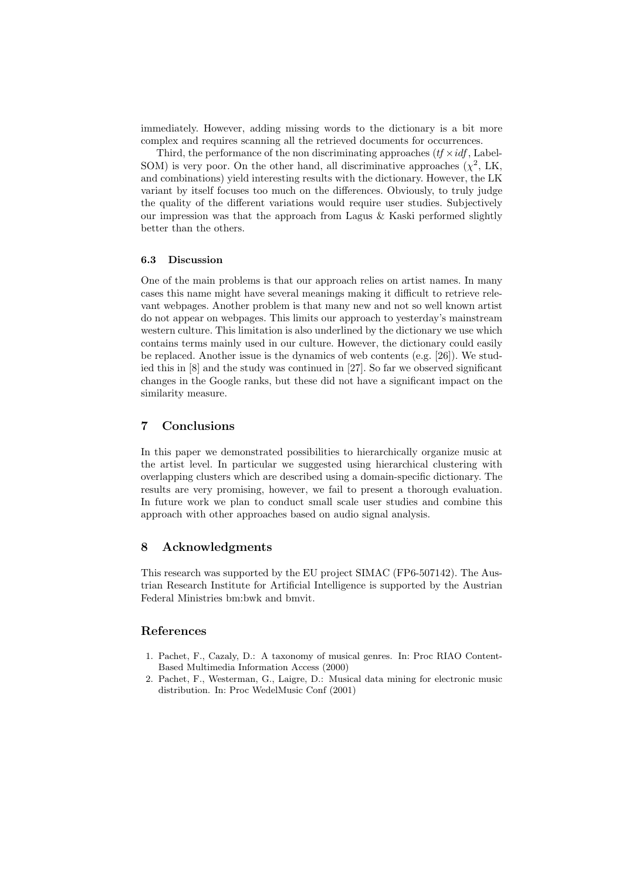immediately. However, adding missing words to the dictionary is a bit more complex and requires scanning all the retrieved documents for occurrences.

Third, the performance of the non discriminating approaches ($tf \times idf$, Label-SOM) is very poor. On the other hand, all discriminative approaches ($\chi^2$, LK, and combinations) yield interesting results with the dictionary. However, the LK variant by itself focuses too much on the differences. Obviously, to truly judge the quality of the different variations would require user studies. Subjectively our impression was that the approach from Lagus & Kaski performed slightly better than the others.

### 6.3 Discussion

One of the main problems is that our approach relies on artist names. In many cases this name might have several meanings making it difficult to retrieve relevant webpages. Another problem is that many new and not so well known artist do not appear on webpages. This limits our approach to yesterday's mainstream western culture. This limitation is also underlined by the dictionary we use which contains terms mainly used in our culture. However, the dictionary could easily be replaced. Another issue is the dynamics of web contents (e.g. [26]). We studied this in [8] and the study was continued in [27]. So far we observed significant changes in the Google ranks, but these did not have a significant impact on the similarity measure.

## 7 Conclusions

In this paper we demonstrated possibilities to hierarchically organize music at the artist level. In particular we suggested using hierarchical clustering with overlapping clusters which are described using a domain-specific dictionary. The results are very promising, however, we fail to present a thorough evaluation. In future work we plan to conduct small scale user studies and combine this approach with other approaches based on audio signal analysis.

## 8 Acknowledgments

This research was supported by the EU project SIMAC (FP6-507142). The Austrian Research Institute for Artificial Intelligence is supported by the Austrian Federal Ministries bm:bwk and bmvit.

## References

1. Pachet, F., Cazaly, D.: A taxonomy of musical genres. In: Proc RIAO Content-Based Multimedia Information Access (2000)
2. Pachet, F., Westerman, G., Laigre, D.: Musical data mining for electronic music distribution. In: Proc WedelMusic Conf (2001)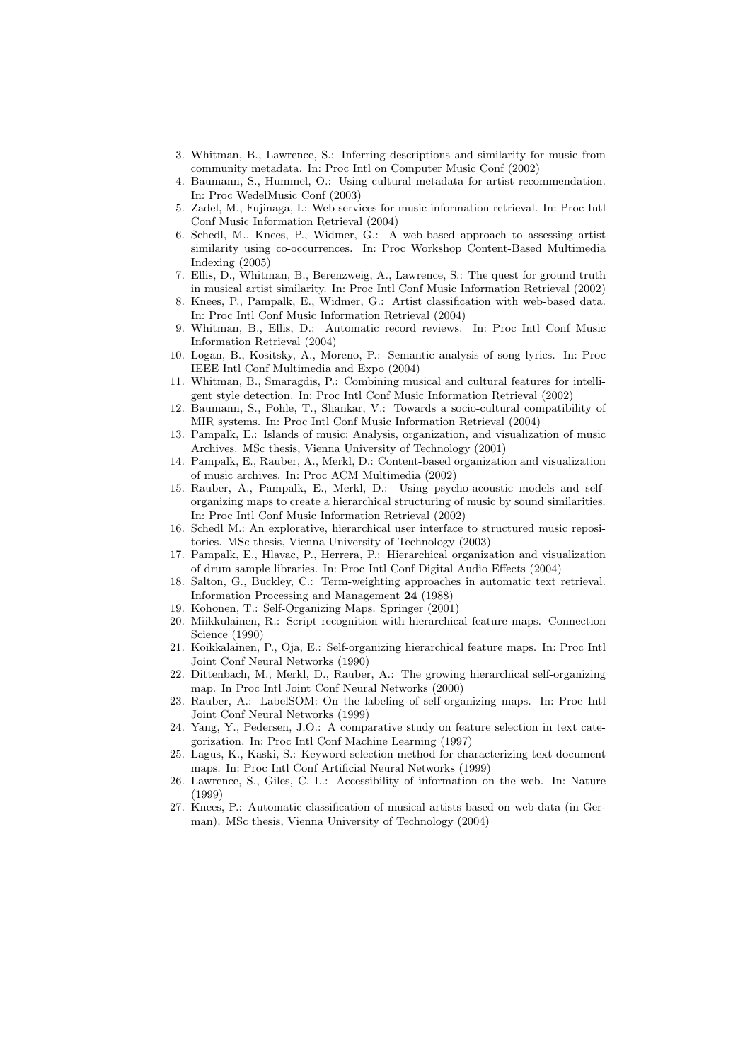3. Whitman, B., Lawrence, S.: Inferring descriptions and similarity for music from community metadata. In: Proc Intl on Computer Music Conf (2002)
4. Baumann, S., Hummel, O.: Using cultural metadata for artist recommendation. In: Proc WedelMusic Conf (2003)
5. Zadel, M., Fujinaga, I.: Web services for music information retrieval. In: Proc Intl Conf Music Information Retrieval (2004)
6. Schedl, M., Knees, P., Widmer, G.: A web-based approach to assessing artist similarity using co-occurrences. In: Proc Workshop Content-Based Multimedia Indexing (2005)
7. Ellis, D., Whitman, B., Berenzweig, A., Lawrence, S.: The quest for ground truth in musical artist similarity. In: Proc Intl Conf Music Information Retrieval (2002)
8. Knees, P., Pampalk, E., Widmer, G.: Artist classification with web-based data. In: Proc Intl Conf Music Information Retrieval (2004)
9. Whitman, B., Ellis, D.: Automatic record reviews. In: Proc Intl Conf Music Information Retrieval (2004)
10. Logan, B., Kositsky, A., Moreno, P.: Semantic analysis of song lyrics. In: Proc IEEE Intl Conf Multimedia and Expo (2004)
11. Whitman, B., Smaragdis, P.: Combining musical and cultural features for intelligent style detection. In: Proc Intl Conf Music Information Retrieval (2002)
12. Baumann, S., Pohle, T., Shankar, V.: Towards a socio-cultural compatibility of MIR systems. In: Proc Intl Conf Music Information Retrieval (2004)
13. Pampalk, E.: Islands of music: Analysis, organization, and visualization of music Archives. MSc thesis, Vienna University of Technology (2001)
14. Pampalk, E., Rauber, A., Merkl, D.: Content-based organization and visualization of music archives. In: Proc ACM Multimedia (2002)
15. Rauber, A., Pampalk, E., Merkl, D.: Using psycho-acoustic models and self-organizing maps to create a hierarchical structuring of music by sound similarities. In: Proc Intl Conf Music Information Retrieval (2002)
16. Schedl M.: An explorative, hierarchical user interface to structured music repositories. MSc thesis, Vienna University of Technology (2003)
17. Pampalk, E., Hlavac, P., Herrera, P.: Hierarchical organization and visualization of drum sample libraries. In: Proc Intl Conf Digital Audio Effects (2004)
18. Salton, G., Buckley, C.: Term-weighting approaches in automatic text retrieval. Information Processing and Management **24** (1988)
19. Kohonen, T.: Self-Organizing Maps. Springer (2001)
20. Miikkulainen, R.: Script recognition with hierarchical feature maps. Connection Science (1990)
21. Koikkalainen, P., Oja, E.: Self-organizing hierarchical feature maps. In: Proc Intl Joint Conf Neural Networks (1990)
22. Dittenbach, M., Merkl, D., Rauber, A.: The growing hierarchical self-organizing map. In Proc Intl Joint Conf Neural Networks (2000)
23. Rauber, A.: LabelSOM: On the labeling of self-organizing maps. In: Proc Intl Joint Conf Neural Networks (1999)
24. Yang, Y., Pedersen, J.O.: A comparative study on feature selection in text categorization. In: Proc Intl Conf Machine Learning (1997)
25. Lagus, K., Kaski, S.: Keyword selection method for characterizing text document maps. In: Proc Intl Conf Artificial Neural Networks (1999)
26. Lawrence, S., Giles, C. L.: Accessibility of information on the web. In: Nature (1999)
27. Knees, P.: Automatic classification of musical artists based on web-data (in German). MSc thesis, Vienna University of Technology (2004)